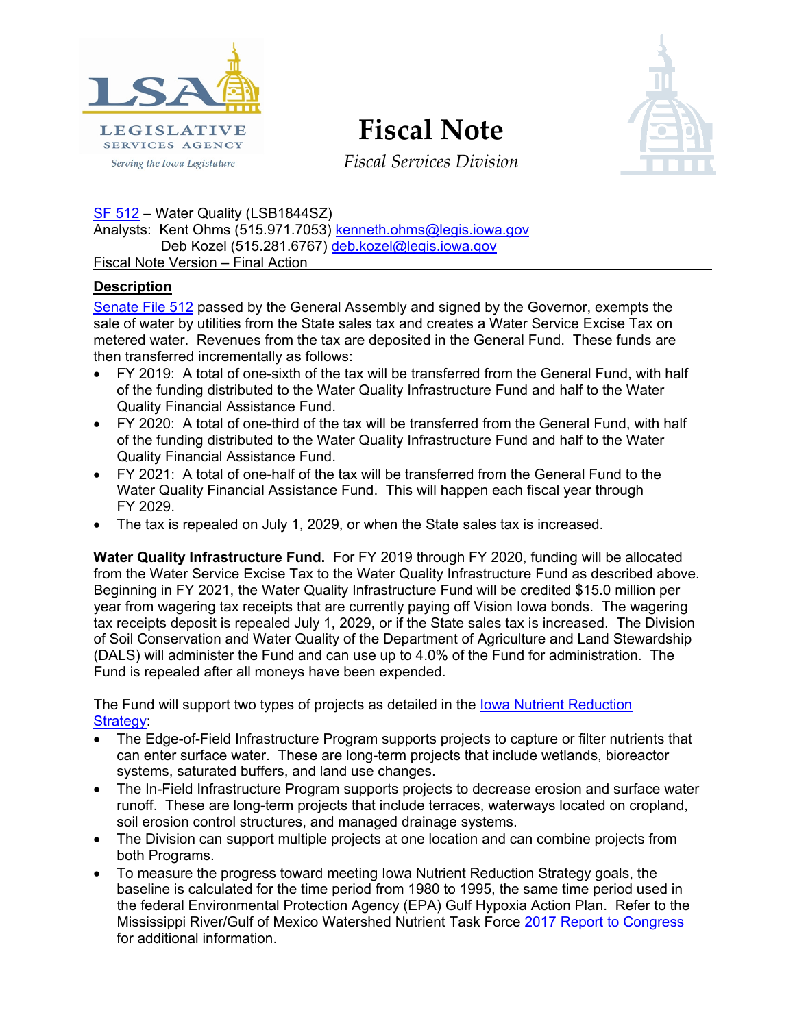# Fiscal Note

*Fiscal Services Division*

SF 512 – Water Quality (LSB1844SZ)
Analysts: Kent Ohms (515.971.7053) kenneth.ohms@legis.iowa.gov
Deb Kozel (515.281.6767) deb.kozel@legis.iowa.gov
Fiscal Note Version – Final Action

## Description

Senate File 512 passed by the General Assembly and signed by the Governor, exempts the sale of water by utilities from the State sales tax and creates a Water Service Excise Tax on metered water. Revenues from the tax are deposited in the General Fund. These funds are then transferred incrementally as follows:

- FY 2019: A total of one-sixth of the tax will be transferred from the General Fund, with half of the funding distributed to the Water Quality Infrastructure Fund and half to the Water Quality Financial Assistance Fund.
- FY 2020: A total of one-third of the tax will be transferred from the General Fund, with half of the funding distributed to the Water Quality Infrastructure Fund and half to the Water Quality Financial Assistance Fund.
- FY 2021: A total of one-half of the tax will be transferred from the General Fund to the Water Quality Financial Assistance Fund. This will happen each fiscal year through FY 2029.
- The tax is repealed on July 1, 2029, or when the State sales tax is increased.

**Water Quality Infrastructure Fund.** For FY 2019 through FY 2020, funding will be allocated from the Water Service Excise Tax to the Water Quality Infrastructure Fund as described above. Beginning in FY 2021, the Water Quality Infrastructure Fund will be credited $15.0 million per year from wagering tax receipts that are currently paying off Vision Iowa bonds. The wagering tax receipts deposit is repealed July 1, 2029, or if the State sales tax is increased. The Division of Soil Conservation and Water Quality of the Department of Agriculture and Land Stewardship (DALS) will administer the Fund and can use up to 4.0% of the Fund for administration. The Fund is repealed after all moneys have been expended.

The Fund will support two types of projects as detailed in the Iowa Nutrient Reduction Strategy:

- The Edge-of-Field Infrastructure Program supports projects to capture or filter nutrients that can enter surface water. These are long-term projects that include wetlands, bioreactor systems, saturated buffers, and land use changes.
- The In-Field Infrastructure Program supports projects to decrease erosion and surface water runoff. These are long-term projects that include terraces, waterways located on cropland, soil erosion control structures, and managed drainage systems.
- The Division can support multiple projects at one location and can combine projects from both Programs.
- To measure the progress toward meeting Iowa Nutrient Reduction Strategy goals, the baseline is calculated for the time period from 1980 to 1995, the same time period used in the federal Environmental Protection Agency (EPA) Gulf Hypoxia Action Plan. Refer to the Mississippi River/Gulf of Mexico Watershed Nutrient Task Force 2017 Report to Congress for additional information.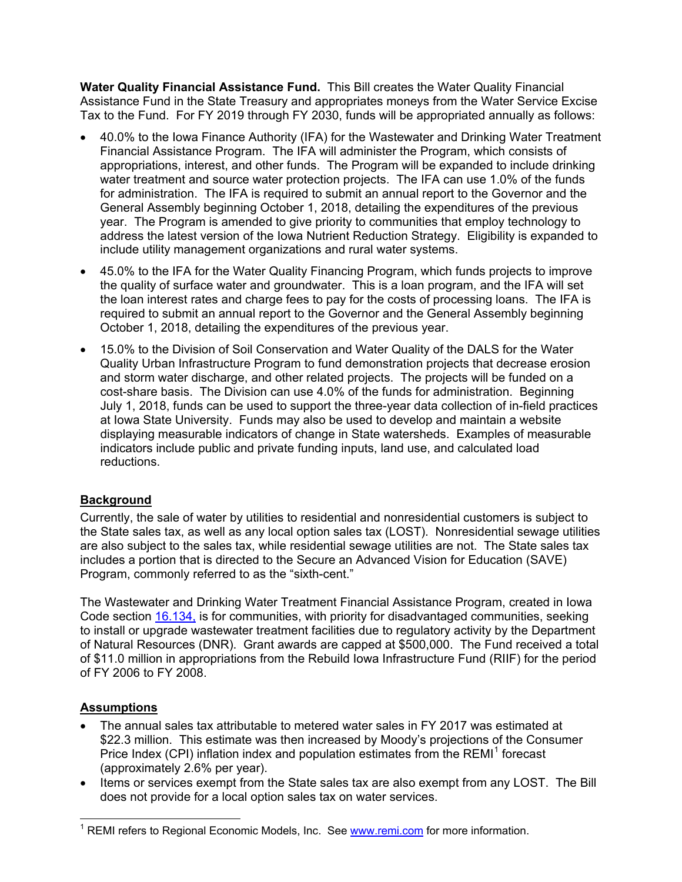**Water Quality Financial Assistance Fund.** This Bill creates the Water Quality Financial Assistance Fund in the State Treasury and appropriates moneys from the Water Service Excise Tax to the Fund. For FY 2019 through FY 2030, funds will be appropriated annually as follows:

- 40.0% to the Iowa Finance Authority (IFA) for the Wastewater and Drinking Water Treatment Financial Assistance Program. The IFA will administer the Program, which consists of appropriations, interest, and other funds. The Program will be expanded to include drinking water treatment and source water protection projects. The IFA can use 1.0% of the funds for administration. The IFA is required to submit an annual report to the Governor and the General Assembly beginning October 1, 2018, detailing the expenditures of the previous year. The Program is amended to give priority to communities that employ technology to address the latest version of the Iowa Nutrient Reduction Strategy. Eligibility is expanded to include utility management organizations and rural water systems.
- 45.0% to the IFA for the Water Quality Financing Program, which funds projects to improve the quality of surface water and groundwater. This is a loan program, and the IFA will set the loan interest rates and charge fees to pay for the costs of processing loans. The IFA is required to submit an annual report to the Governor and the General Assembly beginning October 1, 2018, detailing the expenditures of the previous year.
- 15.0% to the Division of Soil Conservation and Water Quality of the DALS for the Water Quality Urban Infrastructure Program to fund demonstration projects that decrease erosion and storm water discharge, and other related projects. The projects will be funded on a cost-share basis. The Division can use 4.0% of the funds for administration. Beginning July 1, 2018, funds can be used to support the three-year data collection of in-field practices at Iowa State University. Funds may also be used to develop and maintain a website displaying measurable indicators of change in State watersheds. Examples of measurable indicators include public and private funding inputs, land use, and calculated load reductions.

## Background

Currently, the sale of water by utilities to residential and nonresidential customers is subject to the State sales tax, as well as any local option sales tax (LOST). Nonresidential sewage utilities are also subject to the sales tax, while residential sewage utilities are not. The State sales tax includes a portion that is directed to the Secure an Advanced Vision for Education (SAVE) Program, commonly referred to as the "sixth-cent."

The Wastewater and Drinking Water Treatment Financial Assistance Program, created in Iowa Code section 16.134, is for communities, with priority for disadvantaged communities, seeking to install or upgrade wastewater treatment facilities due to regulatory activity by the Department of Natural Resources (DNR). Grant awards are capped at $500,000. The Fund received a total of $11.0 million in appropriations from the Rebuild Iowa Infrastructure Fund (RIIF) for the period of FY 2006 to FY 2008.

## Assumptions

- The annual sales tax attributable to metered water sales in FY 2017 was estimated at $22.3 million. This estimate was then increased by Moody's projections of the Consumer Price Index (CPI) inflation index and population estimates from the REMI[1] forecast (approximately 2.6% per year).
- Items or services exempt from the State sales tax are also exempt from any LOST. The Bill does not provide for a local option sales tax on water services.

[1] REMI refers to Regional Economic Models, Inc. See www.remi.com for more information.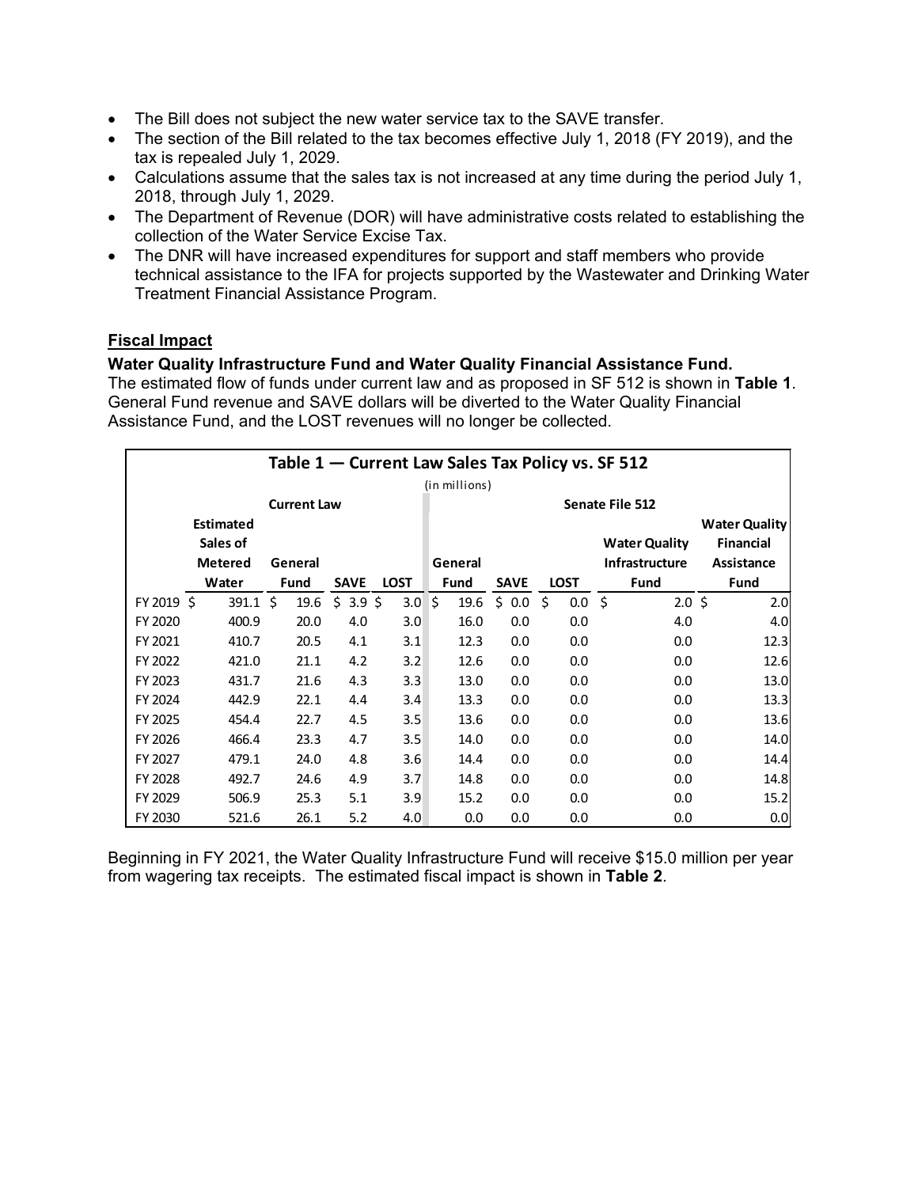- The Bill does not subject the new water service tax to the SAVE transfer.
- The section of the Bill related to the tax becomes effective July 1, 2018 (FY 2019), and the tax is repealed July 1, 2029.
- Calculations assume that the sales tax is not increased at any time during the period July 1, 2018, through July 1, 2029.
- The Department of Revenue (DOR) will have administrative costs related to establishing the collection of the Water Service Excise Tax.
- The DNR will have increased expenditures for support and staff members who provide technical assistance to the IFA for projects supported by the Wastewater and Drinking Water Treatment Financial Assistance Program.

**Fiscal Impact**

**Water Quality Infrastructure Fund and Water Quality Financial Assistance Fund.**
The estimated flow of funds under current law and as proposed in SF 512 is shown in **Table 1**. General Fund revenue and SAVE dollars will be diverted to the Water Quality Financial Assistance Fund, and the LOST revenues will no longer be collected.

**Table 1 — Current Law Sales Tax Policy vs. SF 512**

(in millions)

| | Current Law | | | | Senate File 512 | | | | |
|---|---|---|---|---|---|---|---|---|---|
| | Estimated Sales of Metered Water | General Fund | SAVE | LOST | General Fund | SAVE | LOST | Water Quality Infrastructure Fund | Water Quality Financial Assistance Fund |
| FY 2019 | $ 391.1 | $ 19.6 | $ 3.9 | $ 3.0 | $ 19.6 | $ 0.0 | $ 0.0 | $ 2.0 | $ 2.0 |
| FY 2020 | 400.9 | 20.0 | 4.0 | 3.0 | 16.0 | 0.0 | 0.0 | 4.0 | 4.0 |
| FY 2021 | 410.7 | 20.5 | 4.1 | 3.1 | 12.3 | 0.0 | 0.0 | 0.0 | 12.3 |
| FY 2022 | 421.0 | 21.1 | 4.2 | 3.2 | 12.6 | 0.0 | 0.0 | 0.0 | 12.6 |
| FY 2023 | 431.7 | 21.6 | 4.3 | 3.3 | 13.0 | 0.0 | 0.0 | 0.0 | 13.0 |
| FY 2024 | 442.9 | 22.1 | 4.4 | 3.4 | 13.3 | 0.0 | 0.0 | 0.0 | 13.3 |
| FY 2025 | 454.4 | 22.7 | 4.5 | 3.5 | 13.6 | 0.0 | 0.0 | 0.0 | 13.6 |
| FY 2026 | 466.4 | 23.3 | 4.7 | 3.5 | 14.0 | 0.0 | 0.0 | 0.0 | 14.0 |
| FY 2027 | 479.1 | 24.0 | 4.8 | 3.6 | 14.4 | 0.0 | 0.0 | 0.0 | 14.4 |
| FY 2028 | 492.7 | 24.6 | 4.9 | 3.7 | 14.8 | 0.0 | 0.0 | 0.0 | 14.8 |
| FY 2029 | 506.9 | 25.3 | 5.1 | 3.9 | 15.2 | 0.0 | 0.0 | 0.0 | 15.2 |
| FY 2030 | 521.6 | 26.1 | 5.2 | 4.0 | 0.0 | 0.0 | 0.0 | 0.0 | 0.0 |

Beginning in FY 2021, the Water Quality Infrastructure Fund will receive $15.0 million per year from wagering tax receipts. The estimated fiscal impact is shown in **Table 2**.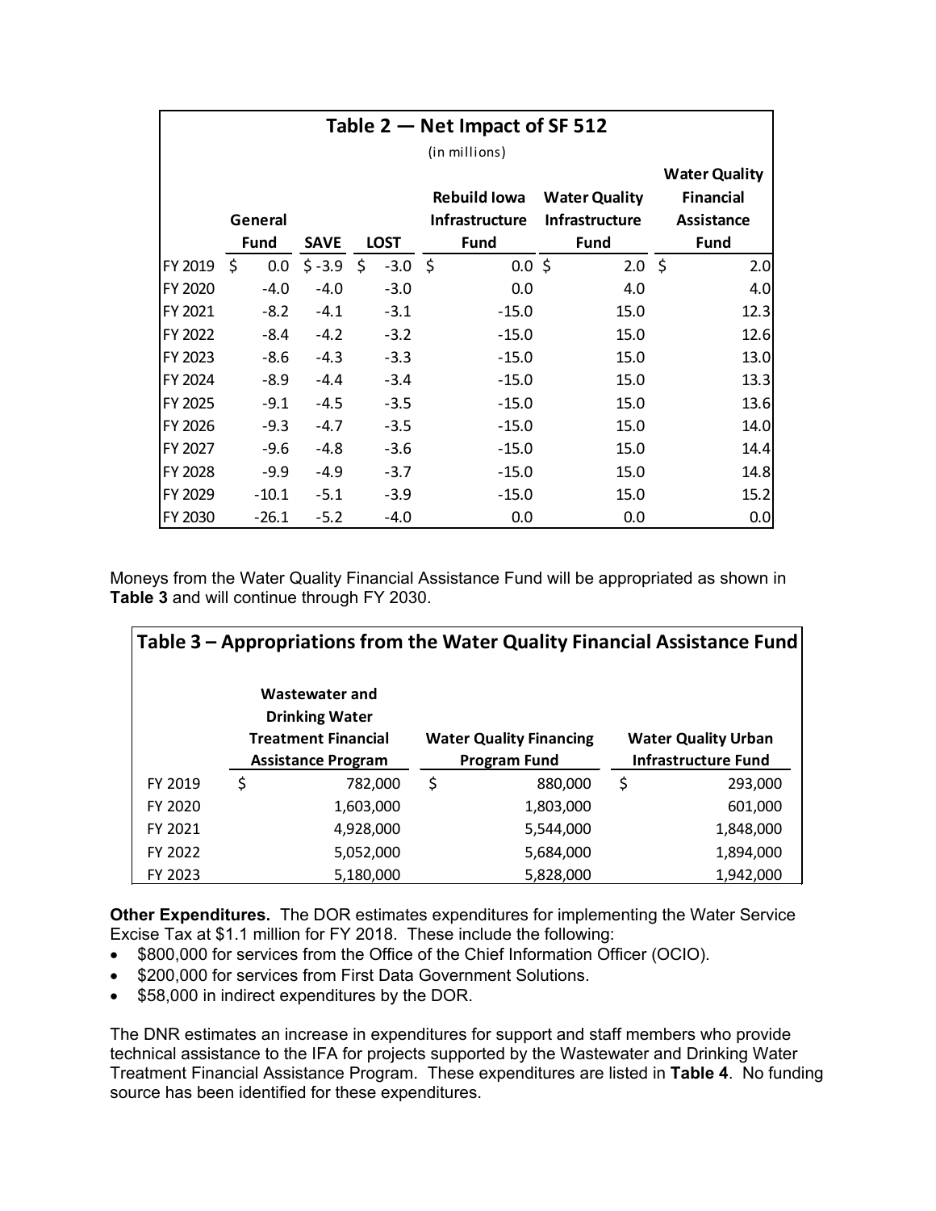**Table 2 — Net Impact of SF 512**

(in millions)

| | General Fund | SAVE | LOST | Rebuild Iowa Infrastructure Fund | Water Quality Infrastructure Fund | Water Quality Financial Assistance Fund |
|---|---|---|---|---|---|---|
| FY 2019 | $ 0.0 | $ -3.9 | $ -3.0 | $ 0.0 | $ 2.0 | $ 2.0 |
| FY 2020 | -4.0 | -4.0 | -3.0 | 0.0 | 4.0 | 4.0 |
| FY 2021 | -8.2 | -4.1 | -3.1 | -15.0 | 15.0 | 12.3 |
| FY 2022 | -8.4 | -4.2 | -3.2 | -15.0 | 15.0 | 12.6 |
| FY 2023 | -8.6 | -4.3 | -3.3 | -15.0 | 15.0 | 13.0 |
| FY 2024 | -8.9 | -4.4 | -3.4 | -15.0 | 15.0 | 13.3 |
| FY 2025 | -9.1 | -4.5 | -3.5 | -15.0 | 15.0 | 13.6 |
| FY 2026 | -9.3 | -4.7 | -3.5 | -15.0 | 15.0 | 14.0 |
| FY 2027 | -9.6 | -4.8 | -3.6 | -15.0 | 15.0 | 14.4 |
| FY 2028 | -9.9 | -4.9 | -3.7 | -15.0 | 15.0 | 14.8 |
| FY 2029 | -10.1 | -5.1 | -3.9 | -15.0 | 15.0 | 15.2 |
| FY 2030 | -26.1 | -5.2 | -4.0 | 0.0 | 0.0 | 0.0 |

Moneys from the Water Quality Financial Assistance Fund will be appropriated as shown in **Table 3** and will continue through FY 2030.

**Table 3 – Appropriations from the Water Quality Financial Assistance Fund**

| | Wastewater and Drinking Water Treatment Financial Assistance Program | Water Quality Financing Program Fund | Water Quality Urban Infrastructure Fund |
|---|---|---|---|
| FY 2019 | $ 782,000 | $ 880,000 | $ 293,000 |
| FY 2020 | 1,603,000 | 1,803,000 | 601,000 |
| FY 2021 | 4,928,000 | 5,544,000 | 1,848,000 |
| FY 2022 | 5,052,000 | 5,684,000 | 1,894,000 |
| FY 2023 | 5,180,000 | 5,828,000 | 1,942,000 |

**Other Expenditures.** The DOR estimates expenditures for implementing the Water Service Excise Tax at $1.1 million for FY 2018. These include the following:

- $800,000 for services from the Office of the Chief Information Officer (OCIO).
- $200,000 for services from First Data Government Solutions.
- $58,000 in indirect expenditures by the DOR.

The DNR estimates an increase in expenditures for support and staff members who provide technical assistance to the IFA for projects supported by the Wastewater and Drinking Water Treatment Financial Assistance Program. These expenditures are listed in **Table 4**. No funding source has been identified for these expenditures.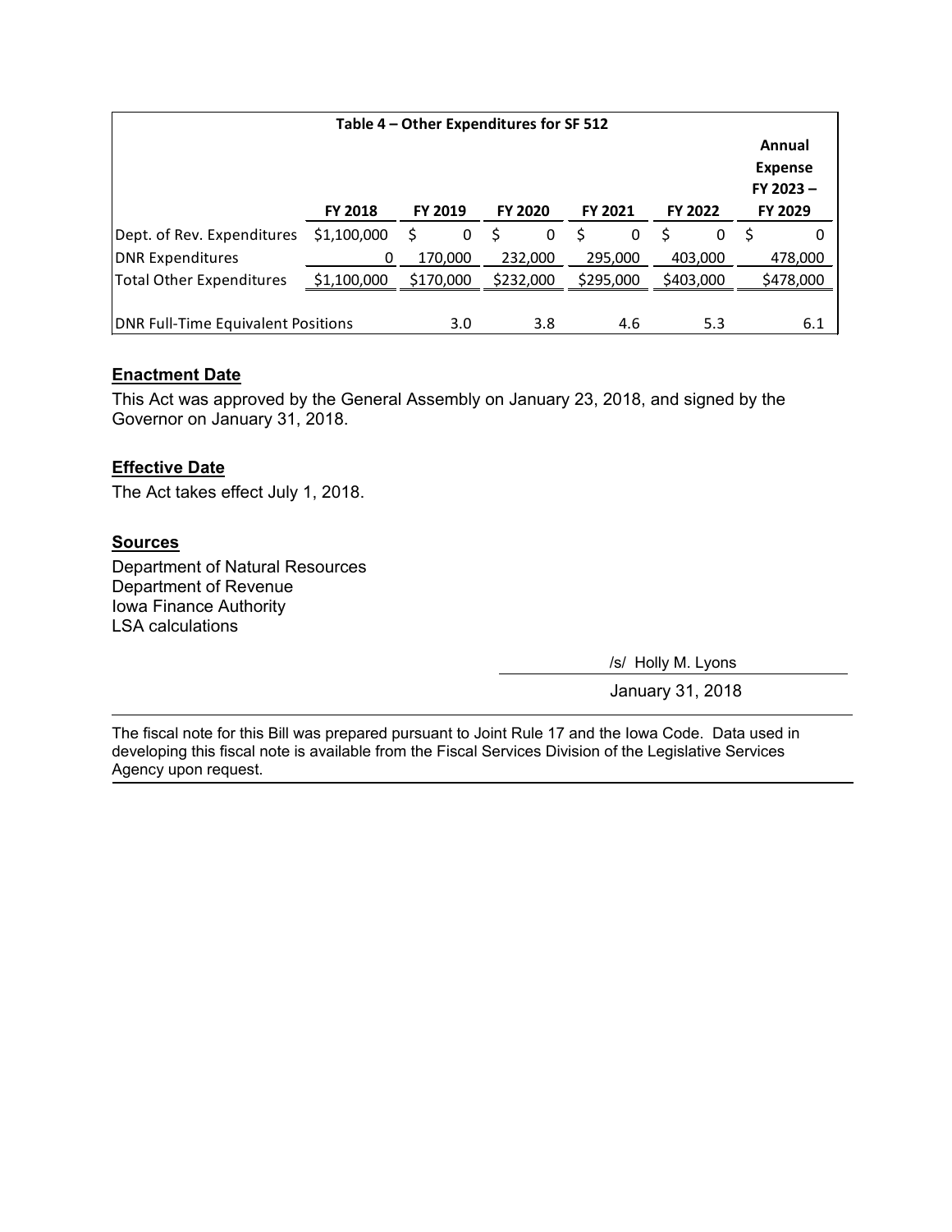**Table 4 – Other Expenditures for SF 512**

| | FY 2018 | FY 2019 | FY 2020 | FY 2021 | FY 2022 | Annual Expense FY 2023 – FY 2029 |
|---|---|---|---|---|---|---|
| Dept. of Rev. Expenditures | $1,100,000 | $ 0 | $ 0 | $ 0 | $ 0 | $ 0 |
| DNR Expenditures | 0 | 170,000 | 232,000 | 295,000 | 403,000 | 478,000 |
| Total Other Expenditures | $1,100,000 | $170,000 | $232,000 | $295,000 | $403,000 | $478,000 |
| | | | | | | |
| DNR Full-Time Equivalent Positions | | 3.0 | 3.8 | 4.6 | 5.3 | 6.1 |

## Enactment Date

This Act was approved by the General Assembly on January 23, 2018, and signed by the Governor on January 31, 2018.

## Effective Date

The Act takes effect July 1, 2018.

## Sources

Department of Natural Resources
Department of Revenue
Iowa Finance Authority
LSA calculations

/s/ Holly M. Lyons

January 31, 2018

The fiscal note for this Bill was prepared pursuant to Joint Rule 17 and the Iowa Code. Data used in developing this fiscal note is available from the Fiscal Services Division of the Legislative Services Agency upon request.